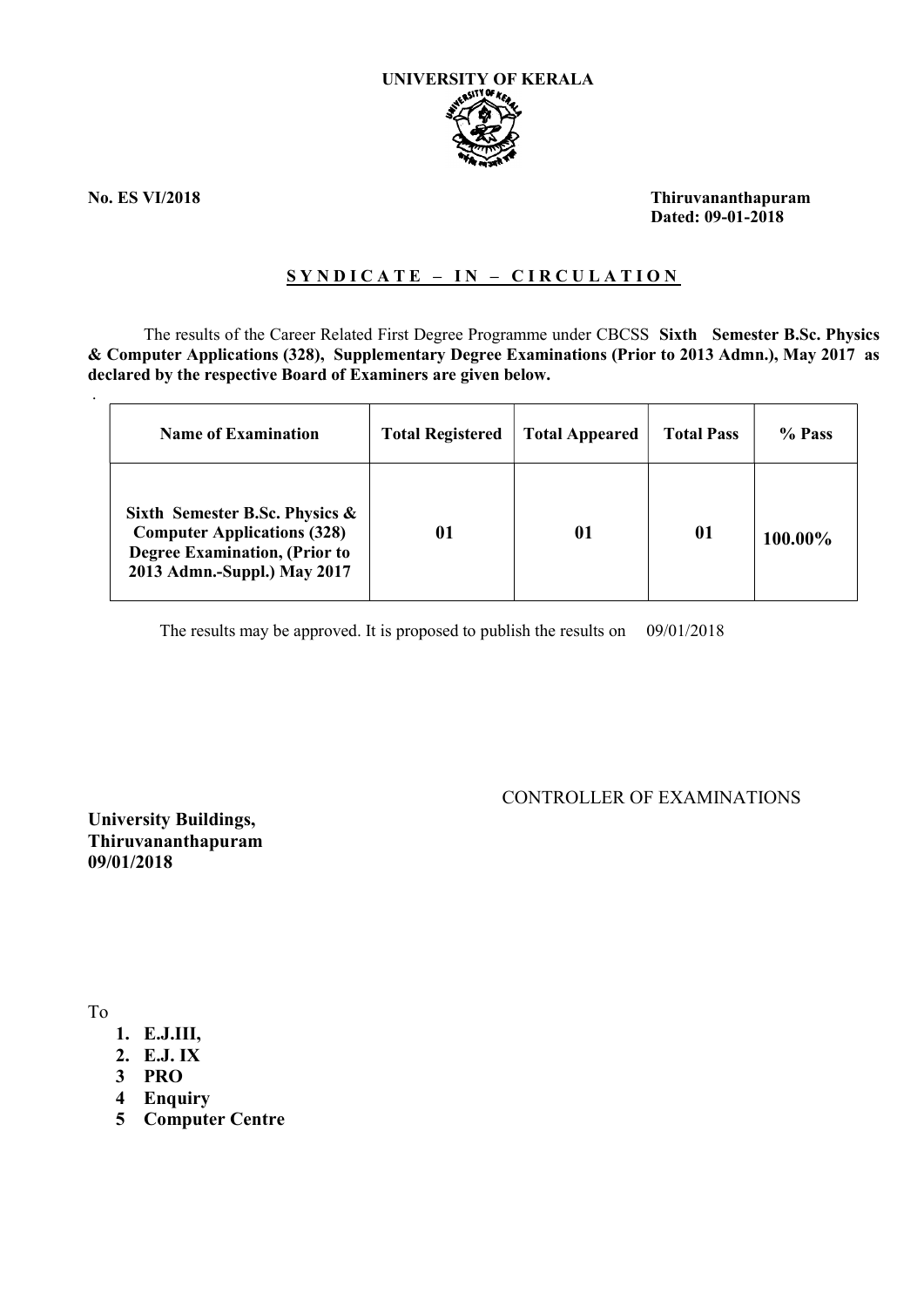**UNIVERSITY OF KERALA**

**No. ES VI/2018**

**Thiruvananthapuram**
**Dated: 09-01-2018**

## S Y N D I C A T E – I N – C I R C U L A T I O N

The results of the Career Related First Degree Programme under CBCSS **Sixth Semester B.Sc. Physics & Computer Applications (328), Supplementary Degree Examinations (Prior to 2013 Admn.), May 2017 as declared by the respective Board of Examiners are given below.**

| Name of Examination | Total Registered | Total Appeared | Total Pass | % Pass |
|---|---|---|---|---|
| **Sixth Semester B.Sc. Physics & Computer Applications (328) Degree Examination, (Prior to 2013 Admn.-Suppl.) May 2017** | **01** | **01** | **01** | **100.00%** |

The results may be approved. It is proposed to publish the results on 09/01/2018

CONTROLLER OF EXAMINATIONS

**University Buildings,**
**Thiruvananthapuram**
**09/01/2018**

To

1. **E.J.III,**
2. **E.J. IX**
3. **PRO**
4. **Enquiry**
5. **Computer Centre**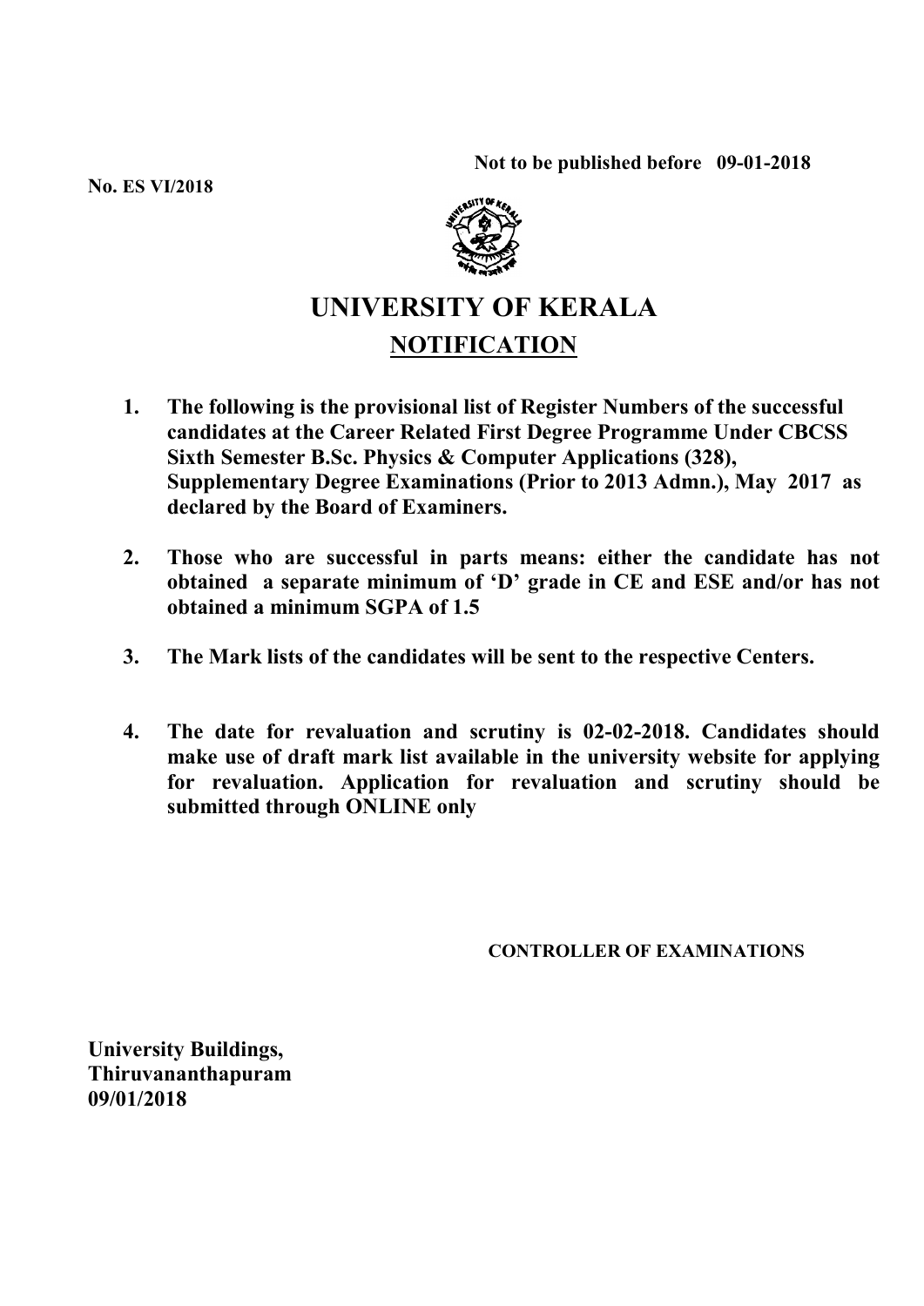**Not to be published before 09-01-2018**

**No. ES VI/2018**

# UNIVERSITY OF KERALA

## NOTIFICATION

1. **The following is the provisional list of Register Numbers of the successful candidates at the Career Related First Degree Programme Under CBCSS Sixth Semester B.Sc. Physics & Computer Applications (328), Supplementary Degree Examinations (Prior to 2013 Admn.), May 2017 as declared by the Board of Examiners.**

2. **Those who are successful in parts means: either the candidate has not obtained a separate minimum of 'D' grade in CE and ESE and/or has not obtained a minimum SGPA of 1.5**

3. **The Mark lists of the candidates will be sent to the respective Centers.**

4. **The date for revaluation and scrutiny is 02-02-2018. Candidates should make use of draft mark list available in the university website for applying for revaluation. Application for revaluation and scrutiny should be submitted through ONLINE only**

**CONTROLLER OF EXAMINATIONS**

**University Buildings,**
**Thiruvananthapuram**
**09/01/2018**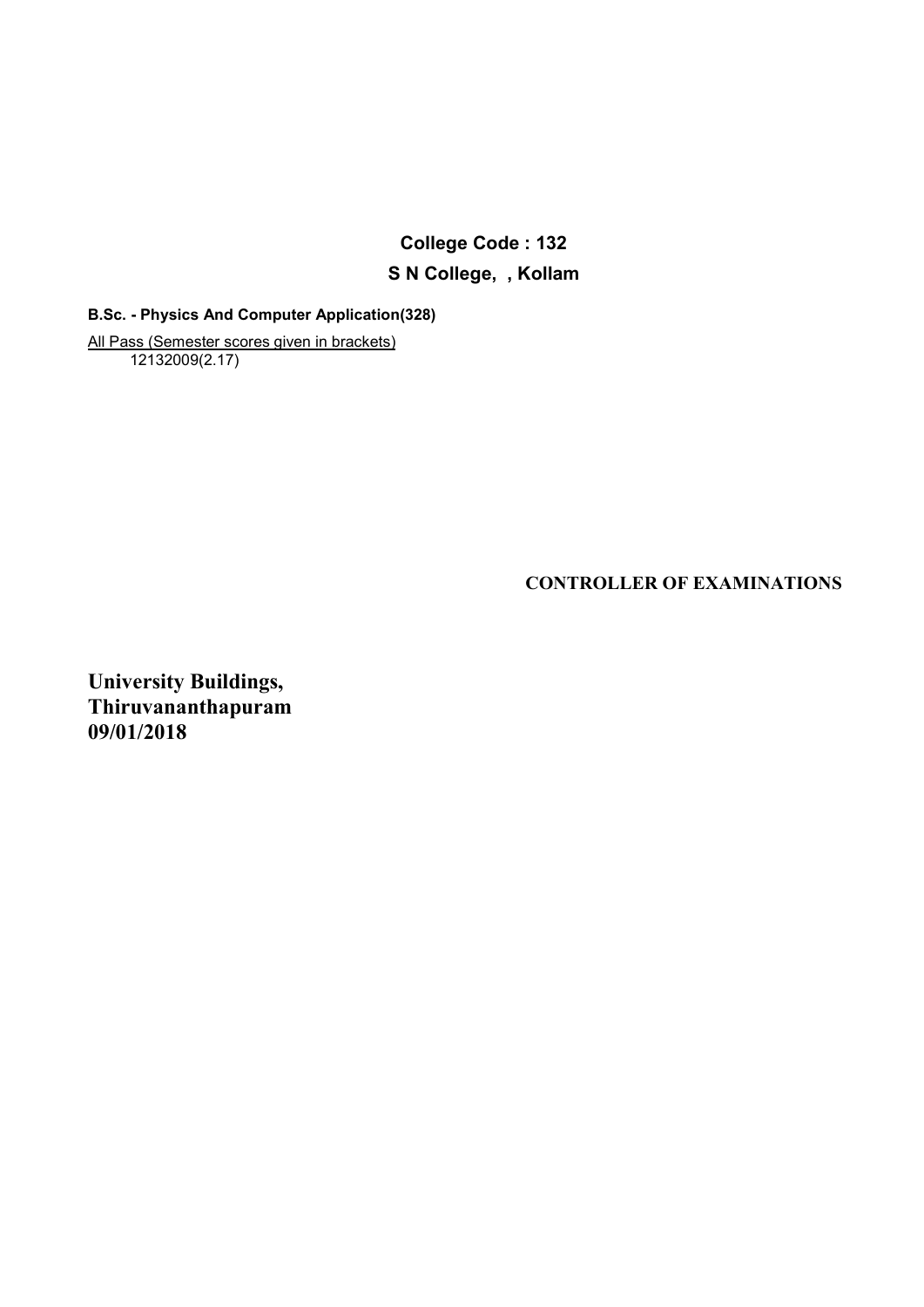**College Code : 132**

**S N College, , Kollam**

**B.Sc. - Physics And Computer Application(328)**

All Pass (Semester scores given in brackets)

12132009(2.17)

**CONTROLLER OF EXAMINATIONS**

**University Buildings,**
**Thiruvananthapuram**
**09/01/2018**